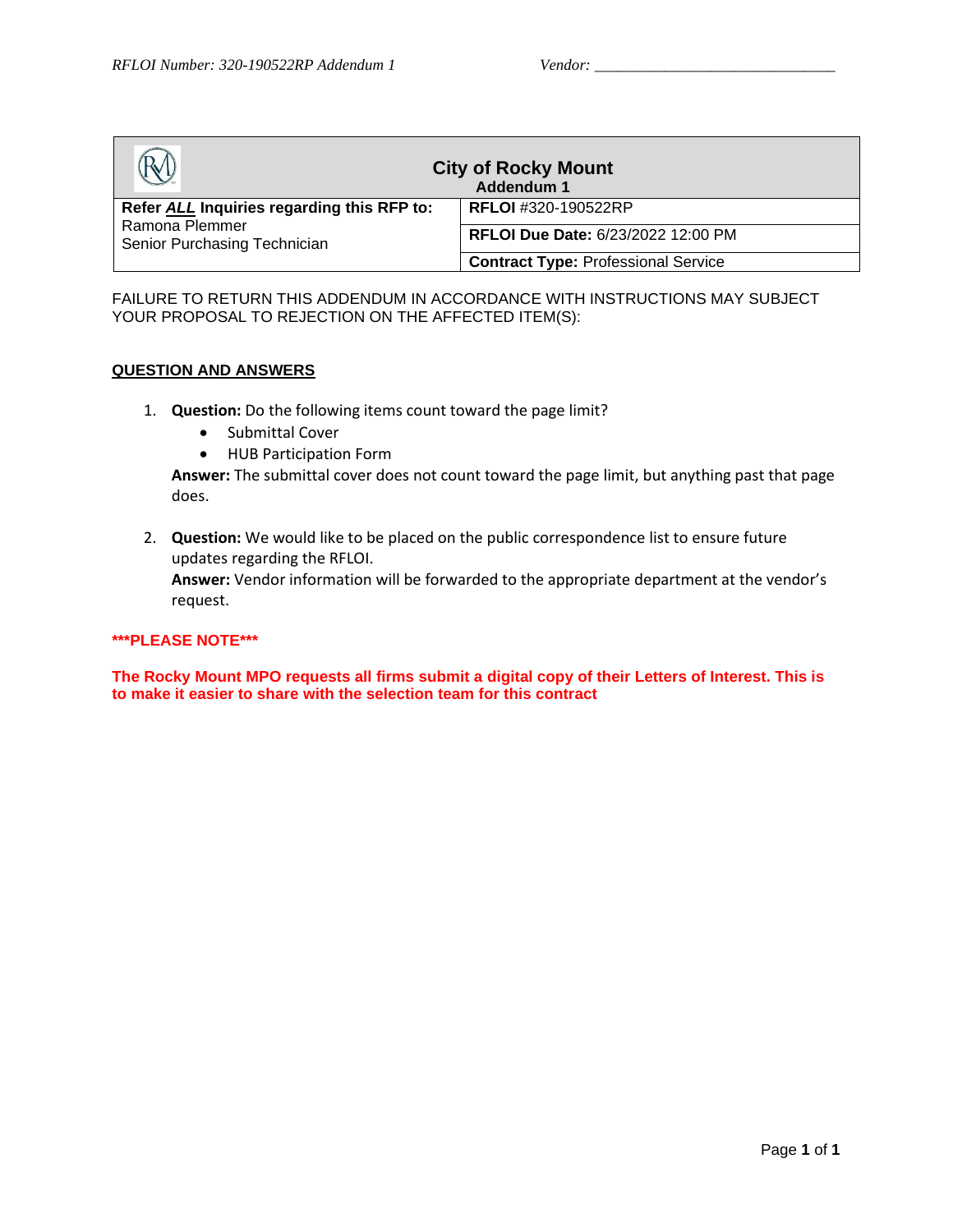RFLOI Number: 320-190522RP Addendum 1 Vendor: ______________________________

| City of Rocky Mount<br>Addendum 1 | |
|---|---|
| **Refer *ALL* Inquiries regarding this RFP to:**<br>Ramona Plemmer<br>Senior Purchasing Technician | **RFLOI** #320-190522RP |
| | **RFLOI Due Date:** 6/23/2022 12:00 PM |
| | **Contract Type:** Professional Service |

FAILURE TO RETURN THIS ADDENDUM IN ACCORDANCE WITH INSTRUCTIONS MAY SUBJECT YOUR PROPOSAL TO REJECTION ON THE AFFECTED ITEM(S):

**QUESTION AND ANSWERS**

1. **Question:** Do the following items count toward the page limit?
   - Submittal Cover
   - HUB Participation Form

   **Answer:** The submittal cover does not count toward the page limit, but anything past that page does.

2. **Question:** We would like to be placed on the public correspondence list to ensure future updates regarding the RFLOI.
   **Answer:** Vendor information will be forwarded to the appropriate department at the vendor's request.

**\*\*\*PLEASE NOTE\*\*\***

**The Rocky Mount MPO requests all firms submit a digital copy of their Letters of Interest. This is to make it easier to share with the selection team for this contract**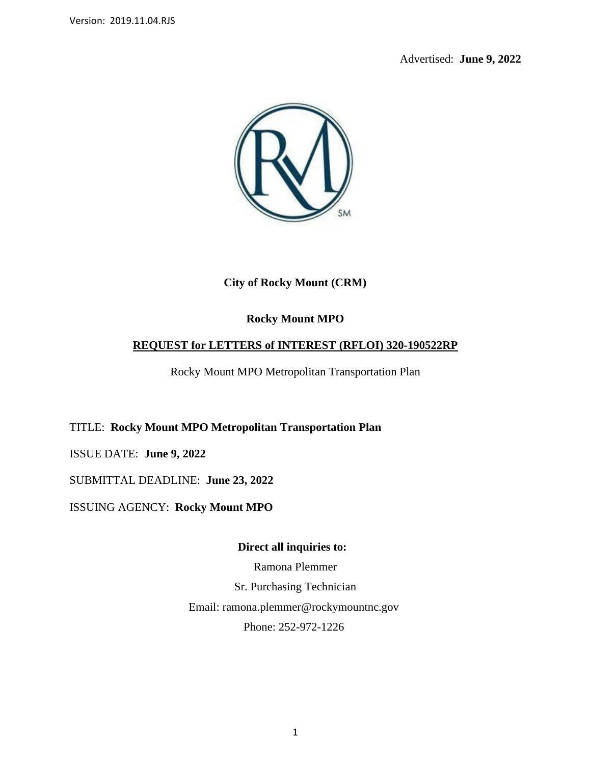Advertised: **June 9, 2022**

**City of Rocky Mount (CRM)**

**Rocky Mount MPO**

**<u>REQUEST for LETTERS of INTEREST (RFLOI) 320-190522RP</u>**

Rocky Mount MPO Metropolitan Transportation Plan

TITLE: **Rocky Mount MPO Metropolitan Transportation Plan**

ISSUE DATE: **June 9, 2022**

SUBMITTAL DEADLINE: **June 23, 2022**

ISSUING AGENCY: **Rocky Mount MPO**

**Direct all inquiries to:**

Ramona Plemmer

Sr. Purchasing Technician

Email: ramona.plemmer@rockymountnc.gov

Phone: 252-972-1226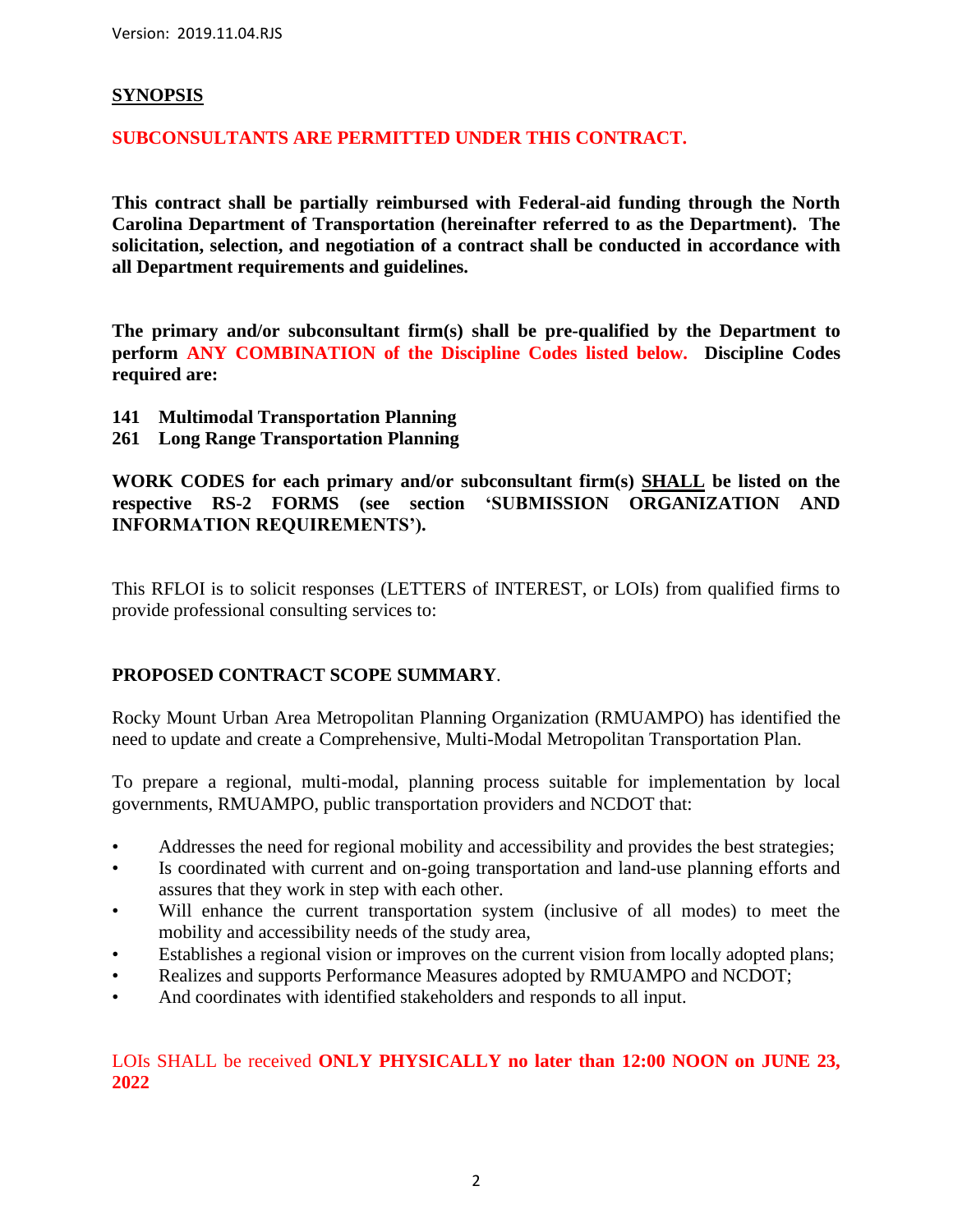## SYNOPSIS

**SUBCONSULTANTS ARE PERMITTED UNDER THIS CONTRACT.**

**This contract shall be partially reimbursed with Federal-aid funding through the North Carolina Department of Transportation (hereinafter referred to as the Department). The solicitation, selection, and negotiation of a contract shall be conducted in accordance with all Department requirements and guidelines.**

**The primary and/or subconsultant firm(s) shall be pre-qualified by the Department to perform ANY COMBINATION of the Discipline Codes listed below. Discipline Codes required are:**

**141 Multimodal Transportation Planning**
**261 Long Range Transportation Planning**

**WORK CODES for each primary and/or subconsultant firm(s) SHALL be listed on the respective RS-2 FORMS (see section 'SUBMISSION ORGANIZATION AND INFORMATION REQUIREMENTS').**

This RFLOI is to solicit responses (LETTERS of INTEREST, or LOIs) from qualified firms to provide professional consulting services to:

**PROPOSED CONTRACT SCOPE SUMMARY**.

Rocky Mount Urban Area Metropolitan Planning Organization (RMUAMPO) has identified the need to update and create a Comprehensive, Multi-Modal Metropolitan Transportation Plan.

To prepare a regional, multi-modal, planning process suitable for implementation by local governments, RMUAMPO, public transportation providers and NCDOT that:

- Addresses the need for regional mobility and accessibility and provides the best strategies;
- Is coordinated with current and on-going transportation and land-use planning efforts and assures that they work in step with each other.
- Will enhance the current transportation system (inclusive of all modes) to meet the mobility and accessibility needs of the study area,
- Establishes a regional vision or improves on the current vision from locally adopted plans;
- Realizes and supports Performance Measures adopted by RMUAMPO and NCDOT;
- And coordinates with identified stakeholders and responds to all input.

LOIs SHALL be received **ONLY PHYSICALLY no later than 12:00 NOON on JUNE 23, 2022**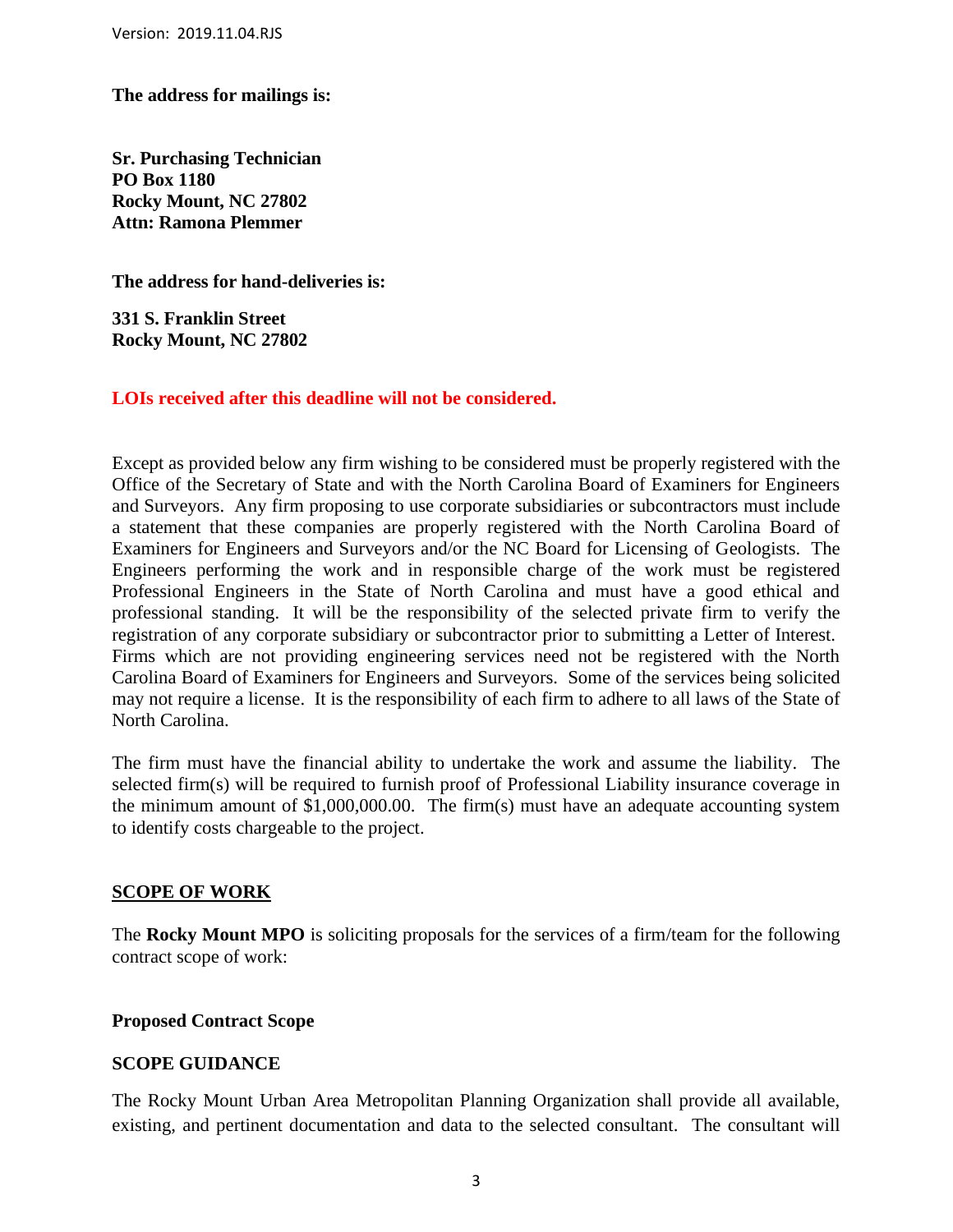**The address for mailings is:**

**Sr. Purchasing Technician**
**PO Box 1180**
**Rocky Mount, NC 27802**
**Attn: Ramona Plemmer**

**The address for hand-deliveries is:**

**331 S. Franklin Street**
**Rocky Mount, NC 27802**

**LOIs received after this deadline will not be considered.**

Except as provided below any firm wishing to be considered must be properly registered with the Office of the Secretary of State and with the North Carolina Board of Examiners for Engineers and Surveyors. Any firm proposing to use corporate subsidiaries or subcontractors must include a statement that these companies are properly registered with the North Carolina Board of Examiners for Engineers and Surveyors and/or the NC Board for Licensing of Geologists. The Engineers performing the work and in responsible charge of the work must be registered Professional Engineers in the State of North Carolina and must have a good ethical and professional standing. It will be the responsibility of the selected private firm to verify the registration of any corporate subsidiary or subcontractor prior to submitting a Letter of Interest. Firms which are not providing engineering services need not be registered with the North Carolina Board of Examiners for Engineers and Surveyors. Some of the services being solicited may not require a license. It is the responsibility of each firm to adhere to all laws of the State of North Carolina.

The firm must have the financial ability to undertake the work and assume the liability. The selected firm(s) will be required to furnish proof of Professional Liability insurance coverage in the minimum amount of $1,000,000.00. The firm(s) must have an adequate accounting system to identify costs chargeable to the project.

## SCOPE OF WORK

The **Rocky Mount MPO** is soliciting proposals for the services of a firm/team for the following contract scope of work:

### Proposed Contract Scope

### SCOPE GUIDANCE

The Rocky Mount Urban Area Metropolitan Planning Organization shall provide all available, existing, and pertinent documentation and data to the selected consultant. The consultant will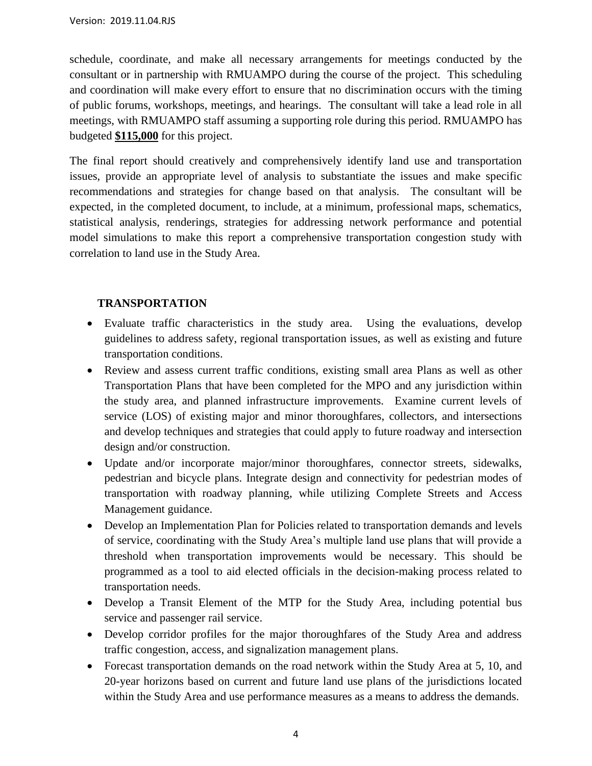schedule, coordinate, and make all necessary arrangements for meetings conducted by the consultant or in partnership with RMUAMPO during the course of the project. This scheduling and coordination will make every effort to ensure that no discrimination occurs with the timing of public forums, workshops, meetings, and hearings. The consultant will take a lead role in all meetings, with RMUAMPO staff assuming a supporting role during this period. RMUAMPO has budgeted **$115,000** for this project.

The final report should creatively and comprehensively identify land use and transportation issues, provide an appropriate level of analysis to substantiate the issues and make specific recommendations and strategies for change based on that analysis. The consultant will be expected, in the completed document, to include, at a minimum, professional maps, schematics, statistical analysis, renderings, strategies for addressing network performance and potential model simulations to make this report a comprehensive transportation congestion study with correlation to land use in the Study Area.

**TRANSPORTATION**

- Evaluate traffic characteristics in the study area. Using the evaluations, develop guidelines to address safety, regional transportation issues, as well as existing and future transportation conditions.
- Review and assess current traffic conditions, existing small area Plans as well as other Transportation Plans that have been completed for the MPO and any jurisdiction within the study area, and planned infrastructure improvements. Examine current levels of service (LOS) of existing major and minor thoroughfares, collectors, and intersections and develop techniques and strategies that could apply to future roadway and intersection design and/or construction.
- Update and/or incorporate major/minor thoroughfares, connector streets, sidewalks, pedestrian and bicycle plans. Integrate design and connectivity for pedestrian modes of transportation with roadway planning, while utilizing Complete Streets and Access Management guidance.
- Develop an Implementation Plan for Policies related to transportation demands and levels of service, coordinating with the Study Area's multiple land use plans that will provide a threshold when transportation improvements would be necessary. This should be programmed as a tool to aid elected officials in the decision-making process related to transportation needs.
- Develop a Transit Element of the MTP for the Study Area, including potential bus service and passenger rail service.
- Develop corridor profiles for the major thoroughfares of the Study Area and address traffic congestion, access, and signalization management plans.
- Forecast transportation demands on the road network within the Study Area at 5, 10, and 20-year horizons based on current and future land use plans of the jurisdictions located within the Study Area and use performance measures as a means to address the demands.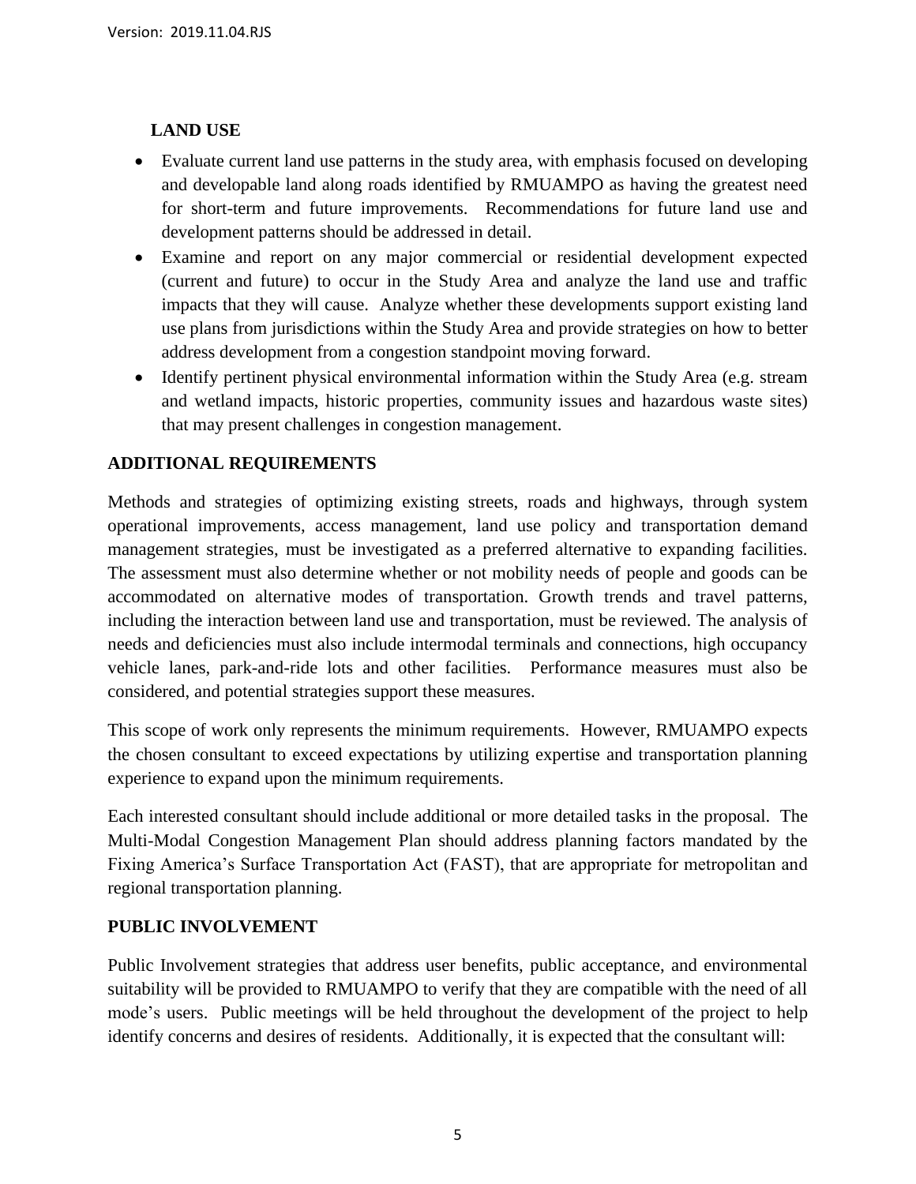**LAND USE**

- Evaluate current land use patterns in the study area, with emphasis focused on developing and developable land along roads identified by RMUAMPO as having the greatest need for short-term and future improvements. Recommendations for future land use and development patterns should be addressed in detail.
- Examine and report on any major commercial or residential development expected (current and future) to occur in the Study Area and analyze the land use and traffic impacts that they will cause. Analyze whether these developments support existing land use plans from jurisdictions within the Study Area and provide strategies on how to better address development from a congestion standpoint moving forward.
- Identify pertinent physical environmental information within the Study Area (e.g. stream and wetland impacts, historic properties, community issues and hazardous waste sites) that may present challenges in congestion management.

## ADDITIONAL REQUIREMENTS

Methods and strategies of optimizing existing streets, roads and highways, through system operational improvements, access management, land use policy and transportation demand management strategies, must be investigated as a preferred alternative to expanding facilities. The assessment must also determine whether or not mobility needs of people and goods can be accommodated on alternative modes of transportation. Growth trends and travel patterns, including the interaction between land use and transportation, must be reviewed. The analysis of needs and deficiencies must also include intermodal terminals and connections, high occupancy vehicle lanes, park-and-ride lots and other facilities. Performance measures must also be considered, and potential strategies support these measures.

This scope of work only represents the minimum requirements. However, RMUAMPO expects the chosen consultant to exceed expectations by utilizing expertise and transportation planning experience to expand upon the minimum requirements.

Each interested consultant should include additional or more detailed tasks in the proposal. The Multi-Modal Congestion Management Plan should address planning factors mandated by the Fixing America's Surface Transportation Act (FAST), that are appropriate for metropolitan and regional transportation planning.

## PUBLIC INVOLVEMENT

Public Involvement strategies that address user benefits, public acceptance, and environmental suitability will be provided to RMUAMPO to verify that they are compatible with the need of all mode's users. Public meetings will be held throughout the development of the project to help identify concerns and desires of residents. Additionally, it is expected that the consultant will: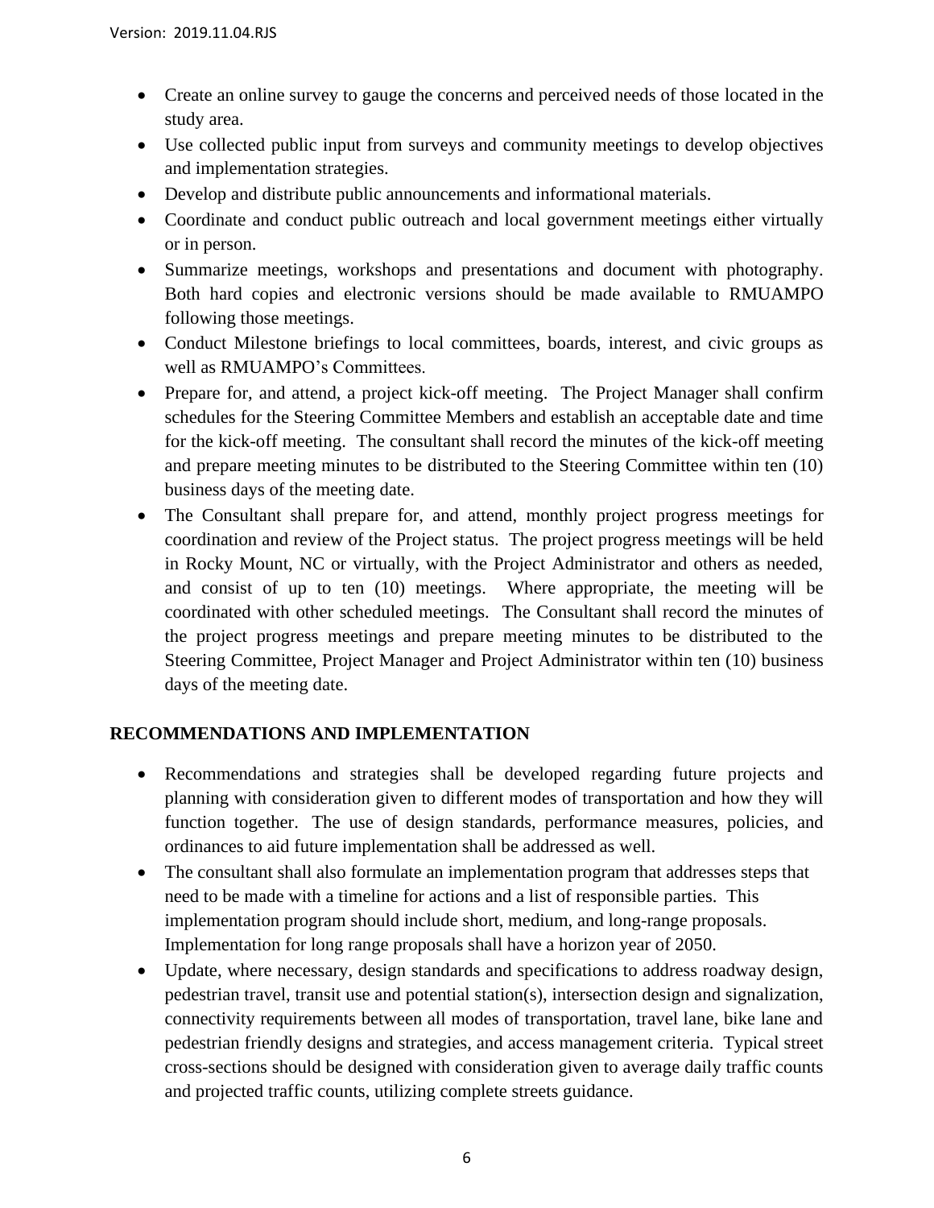- Create an online survey to gauge the concerns and perceived needs of those located in the study area.
- Use collected public input from surveys and community meetings to develop objectives and implementation strategies.
- Develop and distribute public announcements and informational materials.
- Coordinate and conduct public outreach and local government meetings either virtually or in person.
- Summarize meetings, workshops and presentations and document with photography. Both hard copies and electronic versions should be made available to RMUAMPO following those meetings.
- Conduct Milestone briefings to local committees, boards, interest, and civic groups as well as RMUAMPO's Committees.
- Prepare for, and attend, a project kick-off meeting. The Project Manager shall confirm schedules for the Steering Committee Members and establish an acceptable date and time for the kick-off meeting. The consultant shall record the minutes of the kick-off meeting and prepare meeting minutes to be distributed to the Steering Committee within ten (10) business days of the meeting date.
- The Consultant shall prepare for, and attend, monthly project progress meetings for coordination and review of the Project status. The project progress meetings will be held in Rocky Mount, NC or virtually, with the Project Administrator and others as needed, and consist of up to ten (10) meetings. Where appropriate, the meeting will be coordinated with other scheduled meetings. The Consultant shall record the minutes of the project progress meetings and prepare meeting minutes to be distributed to the Steering Committee, Project Manager and Project Administrator within ten (10) business days of the meeting date.

## RECOMMENDATIONS AND IMPLEMENTATION

- Recommendations and strategies shall be developed regarding future projects and planning with consideration given to different modes of transportation and how they will function together. The use of design standards, performance measures, policies, and ordinances to aid future implementation shall be addressed as well.
- The consultant shall also formulate an implementation program that addresses steps that need to be made with a timeline for actions and a list of responsible parties. This implementation program should include short, medium, and long-range proposals. Implementation for long range proposals shall have a horizon year of 2050.
- Update, where necessary, design standards and specifications to address roadway design, pedestrian travel, transit use and potential station(s), intersection design and signalization, connectivity requirements between all modes of transportation, travel lane, bike lane and pedestrian friendly designs and strategies, and access management criteria. Typical street cross-sections should be designed with consideration given to average daily traffic counts and projected traffic counts, utilizing complete streets guidance.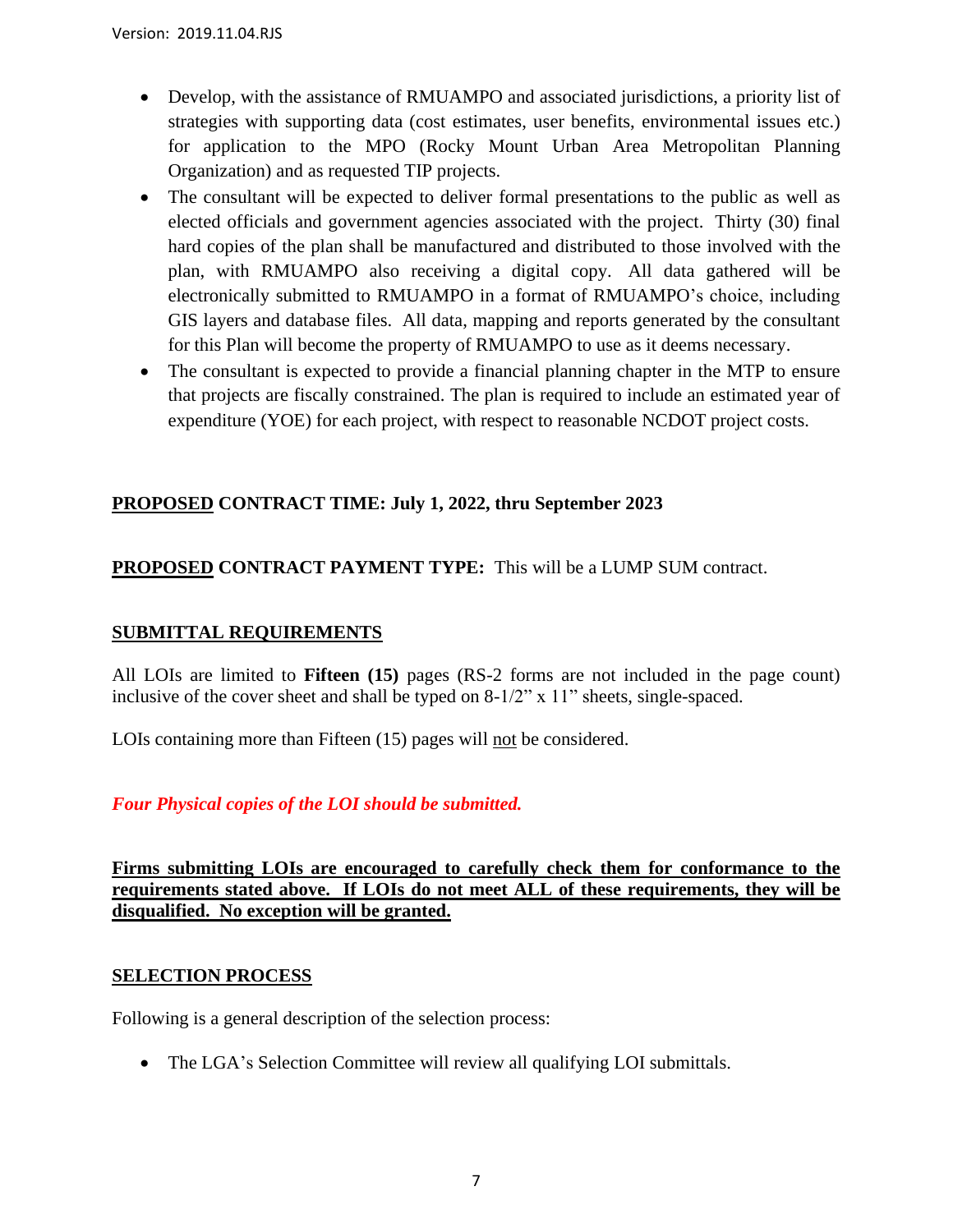- Develop, with the assistance of RMUAMPO and associated jurisdictions, a priority list of strategies with supporting data (cost estimates, user benefits, environmental issues etc.) for application to the MPO (Rocky Mount Urban Area Metropolitan Planning Organization) and as requested TIP projects.
- The consultant will be expected to deliver formal presentations to the public as well as elected officials and government agencies associated with the project. Thirty (30) final hard copies of the plan shall be manufactured and distributed to those involved with the plan, with RMUAMPO also receiving a digital copy. All data gathered will be electronically submitted to RMUAMPO in a format of RMUAMPO's choice, including GIS layers and database files. All data, mapping and reports generated by the consultant for this Plan will become the property of RMUAMPO to use as it deems necessary.
- The consultant is expected to provide a financial planning chapter in the MTP to ensure that projects are fiscally constrained. The plan is required to include an estimated year of expenditure (YOE) for each project, with respect to reasonable NCDOT project costs.

**PROPOSED CONTRACT TIME: July 1, 2022, thru September 2023**

**PROPOSED CONTRACT PAYMENT TYPE:** This will be a LUMP SUM contract.

**SUBMITTAL REQUIREMENTS**

All LOIs are limited to **Fifteen (15)** pages (RS-2 forms are not included in the page count) inclusive of the cover sheet and shall be typed on 8-1/2" x 11" sheets, single-spaced.

LOIs containing more than Fifteen (15) pages will not be considered.

***Four Physical copies of the LOI should be submitted.***

**Firms submitting LOIs are encouraged to carefully check them for conformance to the requirements stated above. If LOIs do not meet ALL of these requirements, they will be disqualified. No exception will be granted.**

**SELECTION PROCESS**

Following is a general description of the selection process:

- The LGA's Selection Committee will review all qualifying LOI submittals.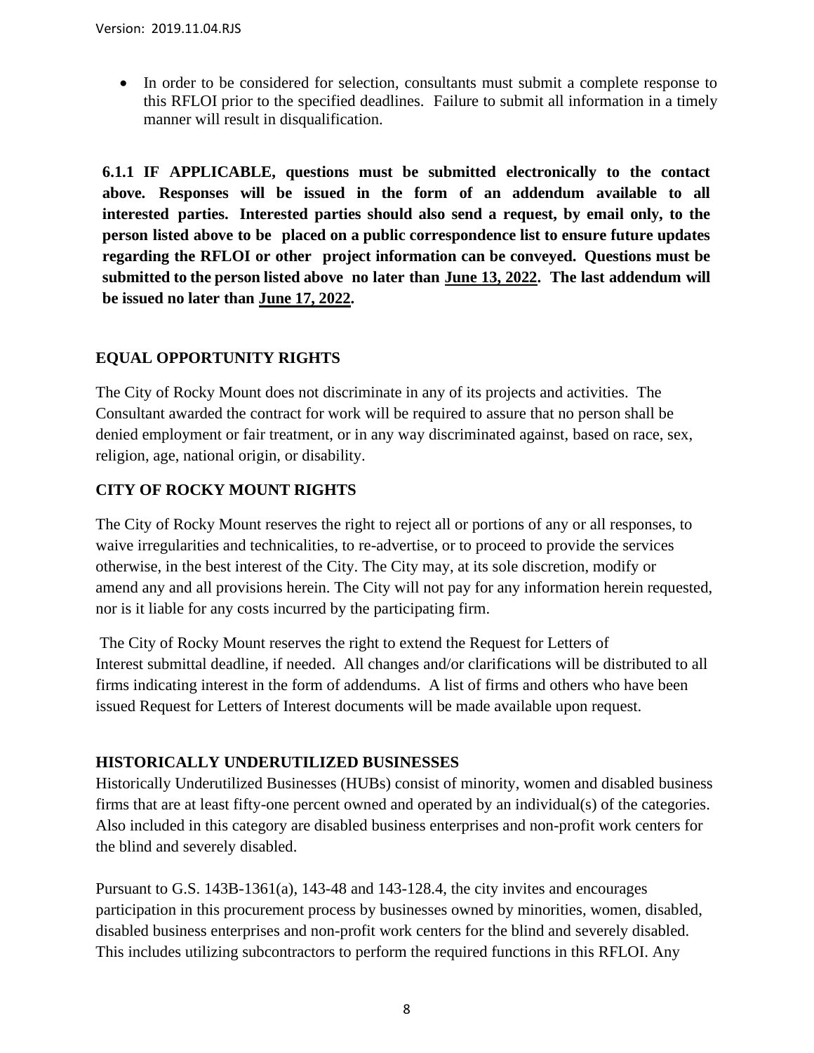- In order to be considered for selection, consultants must submit a complete response to this RFLOI prior to the specified deadlines. Failure to submit all information in a timely manner will result in disqualification.

**6.1.1 IF APPLICABLE, questions must be submitted electronically to the contact above. Responses will be issued in the form of an addendum available to all interested parties. Interested parties should also send a request, by email only, to the person listed above to be placed on a public correspondence list to ensure future updates regarding the RFLOI or other project information can be conveyed. Questions must be submitted to the person listed above no later than June 13, 2022. The last addendum will be issued no later than June 17, 2022.**

## EQUAL OPPORTUNITY RIGHTS

The City of Rocky Mount does not discriminate in any of its projects and activities. The Consultant awarded the contract for work will be required to assure that no person shall be denied employment or fair treatment, or in any way discriminated against, based on race, sex, religion, age, national origin, or disability.

## CITY OF ROCKY MOUNT RIGHTS

The City of Rocky Mount reserves the right to reject all or portions of any or all responses, to waive irregularities and technicalities, to re-advertise, or to proceed to provide the services otherwise, in the best interest of the City. The City may, at its sole discretion, modify or amend any and all provisions herein. The City will not pay for any information herein requested, nor is it liable for any costs incurred by the participating firm.

The City of Rocky Mount reserves the right to extend the Request for Letters of Interest submittal deadline, if needed. All changes and/or clarifications will be distributed to all firms indicating interest in the form of addendums. A list of firms and others who have been issued Request for Letters of Interest documents will be made available upon request.

## HISTORICALLY UNDERUTILIZED BUSINESSES

Historically Underutilized Businesses (HUBs) consist of minority, women and disabled business firms that are at least fifty-one percent owned and operated by an individual(s) of the categories. Also included in this category are disabled business enterprises and non-profit work centers for the blind and severely disabled.

Pursuant to G.S. 143B-1361(a), 143-48 and 143-128.4, the city invites and encourages participation in this procurement process by businesses owned by minorities, women, disabled, disabled business enterprises and non-profit work centers for the blind and severely disabled. This includes utilizing subcontractors to perform the required functions in this RFLOI. Any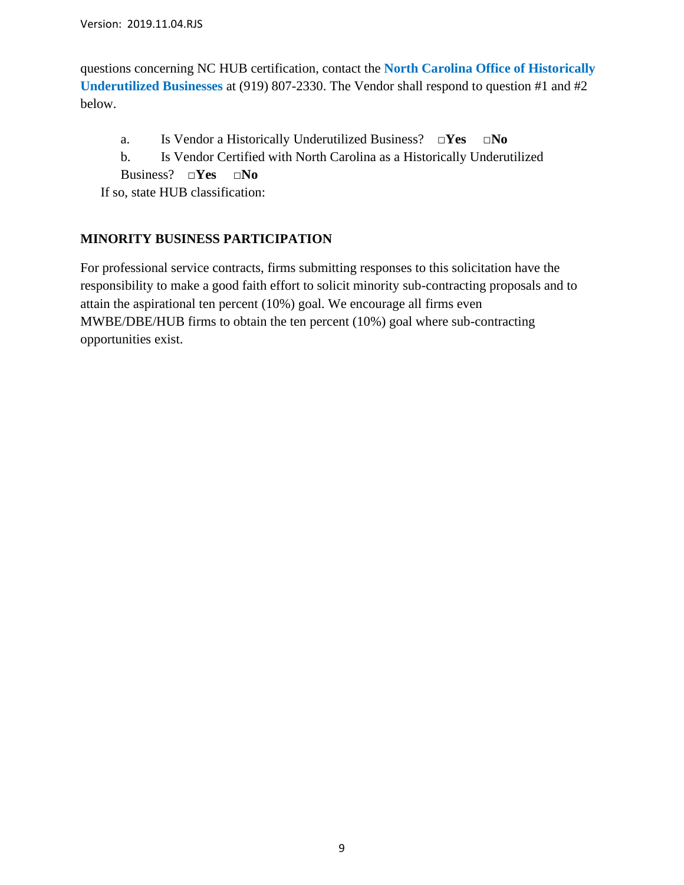questions concerning NC HUB certification, contact the **North Carolina Office of Historically Underutilized Businesses** at (919) 807-2330. The Vendor shall respond to question #1 and #2 below.

a. Is Vendor a Historically Underutilized Business? □**Yes** □**No**

b. Is Vendor Certified with North Carolina as a Historically Underutilized Business? □**Yes** □**No**

If so, state HUB classification:

**MINORITY BUSINESS PARTICIPATION**

For professional service contracts, firms submitting responses to this solicitation have the responsibility to make a good faith effort to solicit minority sub-contracting proposals and to attain the aspirational ten percent (10%) goal. We encourage all firms even MWBE/DBE/HUB firms to obtain the ten percent (10%) goal where sub-contracting opportunities exist.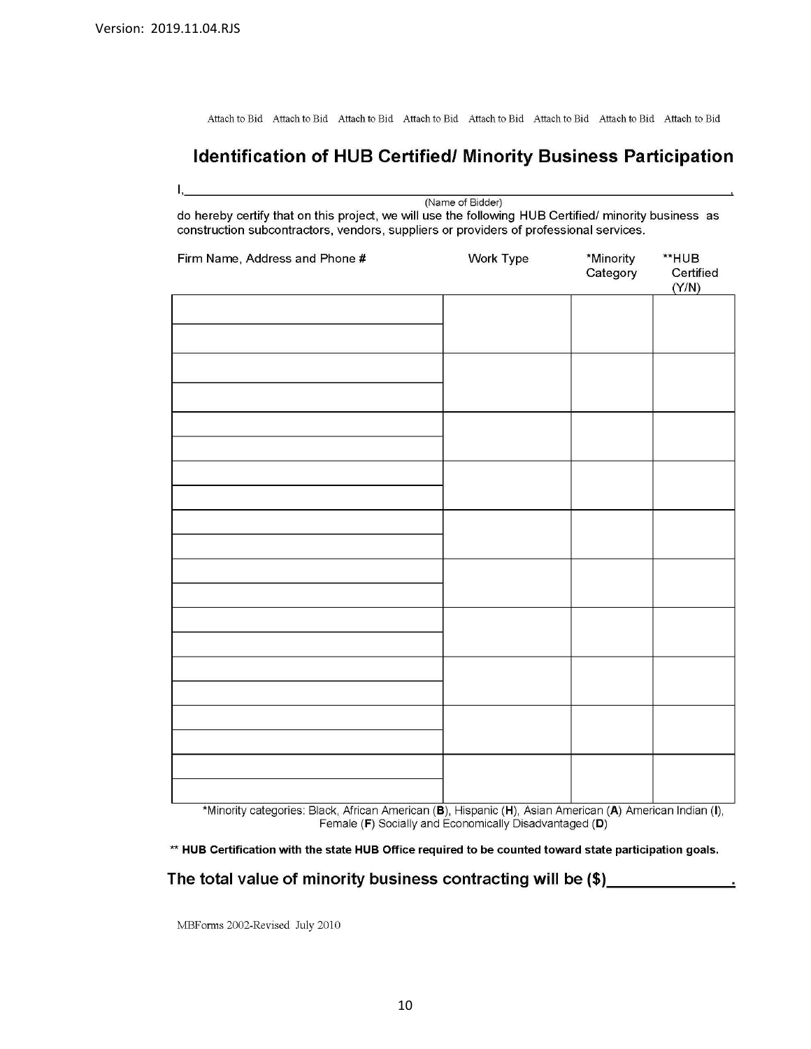Attach to Bid Attach to Bid Attach to Bid Attach to Bid Attach to Bid Attach to Bid Attach to Bid Attach to Bid

## Identification of HUB Certified/ Minority Business Participation

I,\_\_\_\_\_\_\_\_\_\_\_\_\_\_\_\_\_\_\_\_\_\_\_\_\_\_\_\_\_\_\_\_\_\_\_\_\_\_\_\_\_\_\_\_\_\_\_\_\_\_\_\_\_\_\_\_\_\_\_\_,
(Name of Bidder)

do hereby certify that on this project, we will use the following HUB Certified/ minority business as construction subcontractors, vendors, suppliers or providers of professional services.

| Firm Name, Address and Phone # | Work Type | *Minority Category | **HUB Certified (Y/N) |
|---|---|---|---|
| | | | |
| | | | |
| | | | |
| | | | |
| | | | |
| | | | |
| | | | |
| | | | |
| | | | |
| | | | |

*Minority categories: Black, African American (**B**), Hispanic (**H**), Asian American (**A**) American Indian (**I**), Female (**F**) Socially and Economically Disadvantaged (**D**)

** **HUB Certification with the state HUB Office required to be counted toward state participation goals.**

**The total value of minority business contracting will be ($)\_\_\_\_\_\_\_\_\_\_\_\_\_\_.**

MBForms 2002-Revised July 2010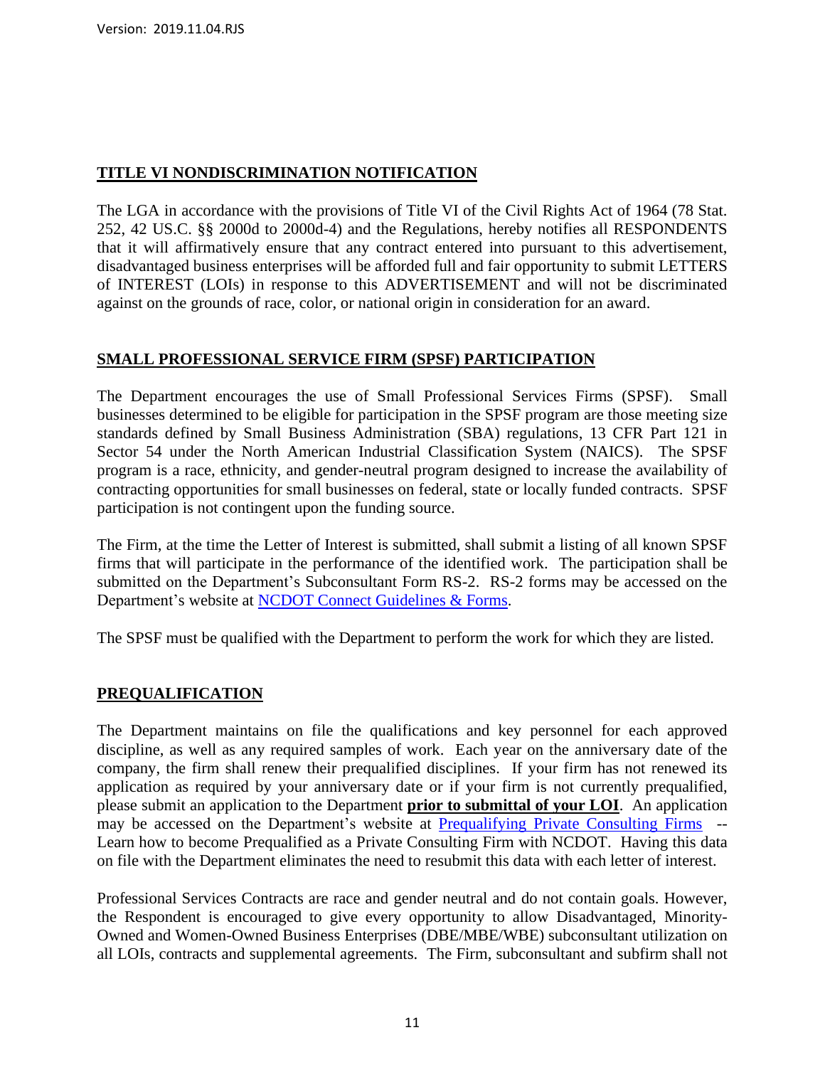## TITLE VI NONDISCRIMINATION NOTIFICATION

The LGA in accordance with the provisions of Title VI of the Civil Rights Act of 1964 (78 Stat. 252, 42 US.C. §§ 2000d to 2000d-4) and the Regulations, hereby notifies all RESPONDENTS that it will affirmatively ensure that any contract entered into pursuant to this advertisement, disadvantaged business enterprises will be afforded full and fair opportunity to submit LETTERS of INTEREST (LOIs) in response to this ADVERTISEMENT and will not be discriminated against on the grounds of race, color, or national origin in consideration for an award.

## SMALL PROFESSIONAL SERVICE FIRM (SPSF) PARTICIPATION

The Department encourages the use of Small Professional Services Firms (SPSF). Small businesses determined to be eligible for participation in the SPSF program are those meeting size standards defined by Small Business Administration (SBA) regulations, 13 CFR Part 121 in Sector 54 under the North American Industrial Classification System (NAICS). The SPSF program is a race, ethnicity, and gender-neutral program designed to increase the availability of contracting opportunities for small businesses on federal, state or locally funded contracts. SPSF participation is not contingent upon the funding source.

The Firm, at the time the Letter of Interest is submitted, shall submit a listing of all known SPSF firms that will participate in the performance of the identified work. The participation shall be submitted on the Department's Subconsultant Form RS-2. RS-2 forms may be accessed on the Department's website at NCDOT Connect Guidelines & Forms.

The SPSF must be qualified with the Department to perform the work for which they are listed.

## PREQUALIFICATION

The Department maintains on file the qualifications and key personnel for each approved discipline, as well as any required samples of work. Each year on the anniversary date of the company, the firm shall renew their prequalified disciplines. If your firm has not renewed its application as required by your anniversary date or if your firm is not currently prequalified, please submit an application to the Department **prior to submittal of your LOI**. An application may be accessed on the Department's website at Prequalifying Private Consulting Firms -- Learn how to become Prequalified as a Private Consulting Firm with NCDOT. Having this data on file with the Department eliminates the need to resubmit this data with each letter of interest.

Professional Services Contracts are race and gender neutral and do not contain goals. However, the Respondent is encouraged to give every opportunity to allow Disadvantaged, Minority-Owned and Women-Owned Business Enterprises (DBE/MBE/WBE) subconsultant utilization on all LOIs, contracts and supplemental agreements. The Firm, subconsultant and subfirm shall not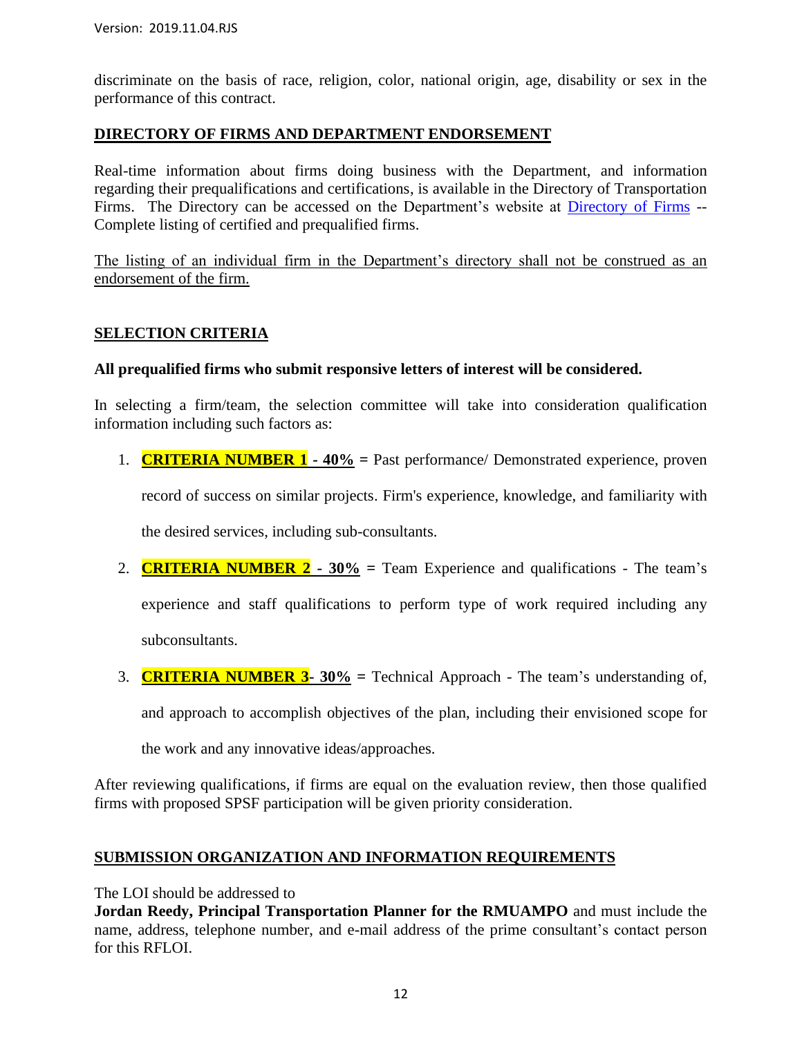discriminate on the basis of race, religion, color, national origin, age, disability or sex in the performance of this contract.

## DIRECTORY OF FIRMS AND DEPARTMENT ENDORSEMENT

Real-time information about firms doing business with the Department, and information regarding their prequalifications and certifications, is available in the Directory of Transportation Firms. The Directory can be accessed on the Department's website at Directory of Firms -- Complete listing of certified and prequalified firms.

The listing of an individual firm in the Department's directory shall not be construed as an endorsement of the firm.

## SELECTION CRITERIA

**All prequalified firms who submit responsive letters of interest will be considered.**

In selecting a firm/team, the selection committee will take into consideration qualification information including such factors as:

1. **CRITERIA NUMBER 1 - 40% =** Past performance/ Demonstrated experience, proven record of success on similar projects. Firm's experience, knowledge, and familiarity with the desired services, including sub-consultants.
2. **CRITERIA NUMBER 2 - 30% =** Team Experience and qualifications - The team's experience and staff qualifications to perform type of work required including any subconsultants.
3. **CRITERIA NUMBER 3- 30% =** Technical Approach - The team's understanding of, and approach to accomplish objectives of the plan, including their envisioned scope for the work and any innovative ideas/approaches.

After reviewing qualifications, if firms are equal on the evaluation review, then those qualified firms with proposed SPSF participation will be given priority consideration.

## SUBMISSION ORGANIZATION AND INFORMATION REQUIREMENTS

The LOI should be addressed to
**Jordan Reedy, Principal Transportation Planner for the RMUAMPO** and must include the name, address, telephone number, and e-mail address of the prime consultant's contact person for this RFLOI.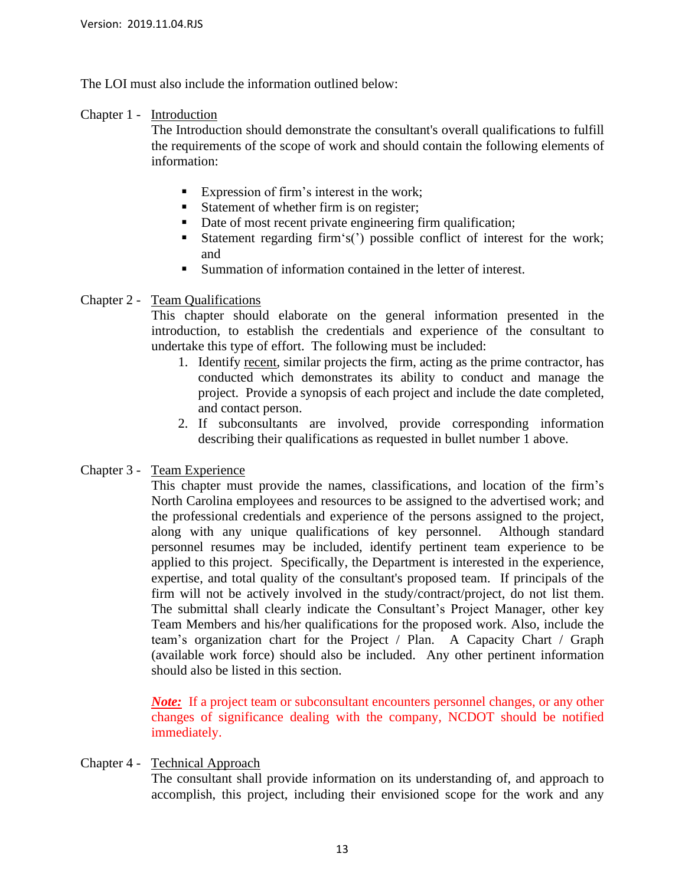The LOI must also include the information outlined below:

Chapter 1 - <u>Introduction</u>

The Introduction should demonstrate the consultant's overall qualifications to fulfill the requirements of the scope of work and should contain the following elements of information:

- Expression of firm's interest in the work;
- Statement of whether firm is on register;
- Date of most recent private engineering firm qualification;
- Statement regarding firm's(') possible conflict of interest for the work; and
- Summation of information contained in the letter of interest.

Chapter 2 - <u>Team Qualifications</u>

This chapter should elaborate on the general information presented in the introduction, to establish the credentials and experience of the consultant to undertake this type of effort. The following must be included:

1. Identify <u>recent</u>, similar projects the firm, acting as the prime contractor, has conducted which demonstrates its ability to conduct and manage the project. Provide a synopsis of each project and include the date completed, and contact person.
2. If subconsultants are involved, provide corresponding information describing their qualifications as requested in bullet number 1 above.

Chapter 3 - <u>Team Experience</u>

This chapter must provide the names, classifications, and location of the firm's North Carolina employees and resources to be assigned to the advertised work; and the professional credentials and experience of the persons assigned to the project, along with any unique qualifications of key personnel. Although standard personnel resumes may be included, identify pertinent team experience to be applied to this project. Specifically, the Department is interested in the experience, expertise, and total quality of the consultant's proposed team. If principals of the firm will not be actively involved in the study/contract/project, do not list them. The submittal shall clearly indicate the Consultant's Project Manager, other key Team Members and his/her qualifications for the proposed work. Also, include the team's organization chart for the Project / Plan. A Capacity Chart / Graph (available work force) should also be included. Any other pertinent information should also be listed in this section.

***<u>Note:</u>*** If a project team or subconsultant encounters personnel changes, or any other changes of significance dealing with the company, NCDOT should be notified immediately.

Chapter 4 - <u>Technical Approach</u>

The consultant shall provide information on its understanding of, and approach to accomplish, this project, including their envisioned scope for the work and any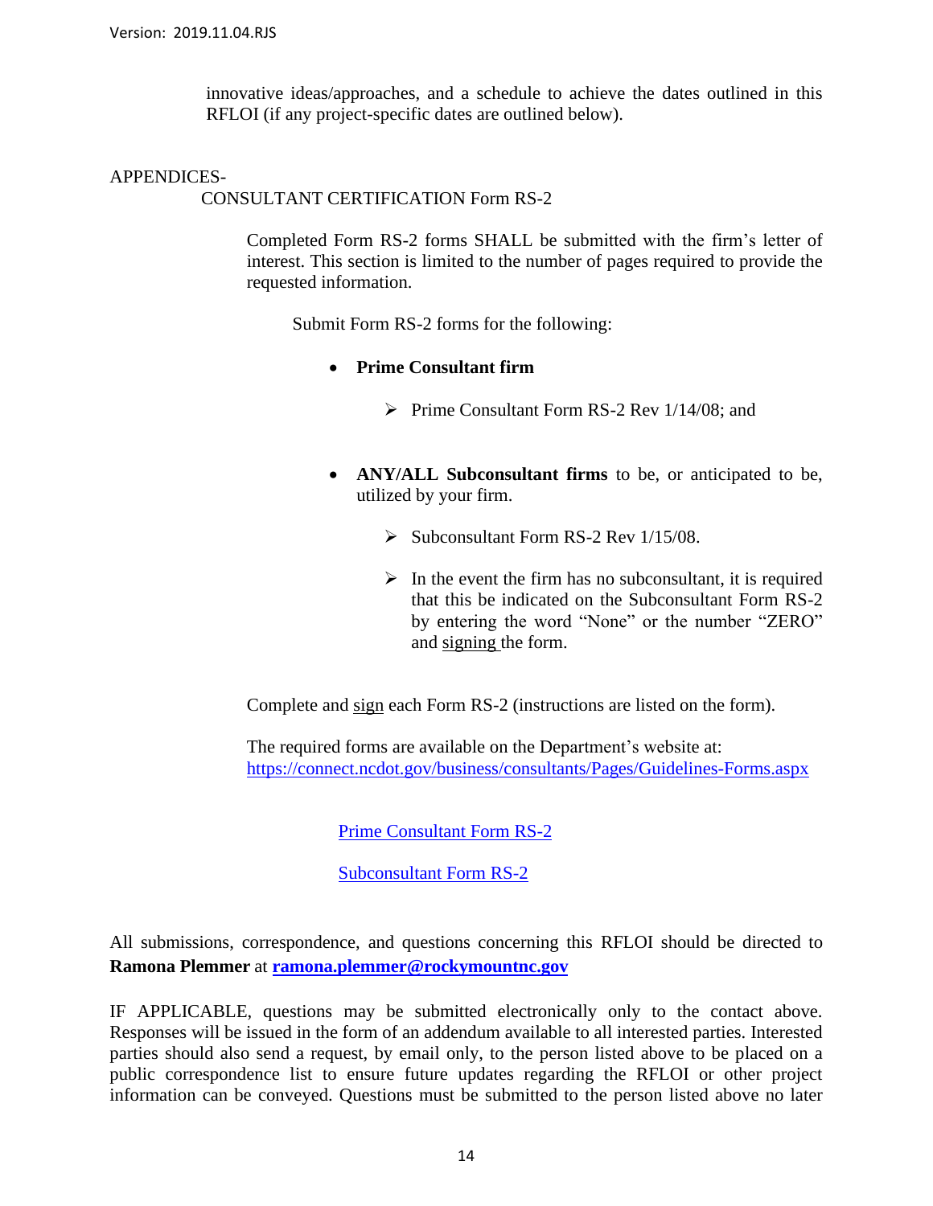innovative ideas/approaches, and a schedule to achieve the dates outlined in this RFLOI (if any project-specific dates are outlined below).

APPENDICES-

CONSULTANT CERTIFICATION Form RS-2

Completed Form RS-2 forms SHALL be submitted with the firm's letter of interest. This section is limited to the number of pages required to provide the requested information.

Submit Form RS-2 forms for the following:

- **Prime Consultant firm**
  - Prime Consultant Form RS-2 Rev 1/14/08; and
- **ANY/ALL Subconsultant firms** to be, or anticipated to be, utilized by your firm.
  - Subconsultant Form RS-2 Rev 1/15/08.
  - In the event the firm has no subconsultant, it is required that this be indicated on the Subconsultant Form RS-2 by entering the word "None" or the number "ZERO" and signing the form.

Complete and sign each Form RS-2 (instructions are listed on the form).

The required forms are available on the Department's website at: https://connect.ncdot.gov/business/consultants/Pages/Guidelines-Forms.aspx

Prime Consultant Form RS-2

Subconsultant Form RS-2

All submissions, correspondence, and questions concerning this RFLOI should be directed to **Ramona Plemmer** at **ramona.plemmer@rockymountnc.gov**

IF APPLICABLE, questions may be submitted electronically only to the contact above. Responses will be issued in the form of an addendum available to all interested parties. Interested parties should also send a request, by email only, to the person listed above to be placed on a public correspondence list to ensure future updates regarding the RFLOI or other project information can be conveyed. Questions must be submitted to the person listed above no later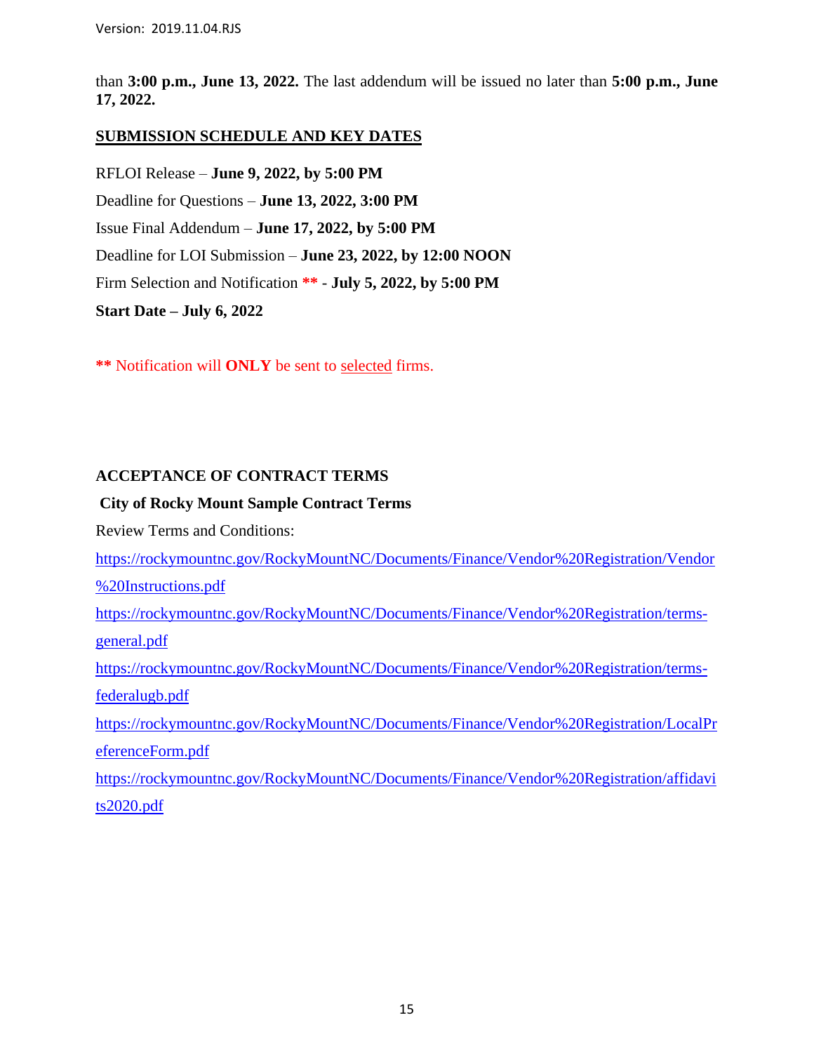than **3:00 p.m., June 13, 2022.** The last addendum will be issued no later than **5:00 p.m., June 17, 2022.**

## SUBMISSION SCHEDULE AND KEY DATES

RFLOI Release – **June 9, 2022, by 5:00 PM**

Deadline for Questions – **June 13, 2022, 3:00 PM**

Issue Final Addendum – **June 17, 2022, by 5:00 PM**

Deadline for LOI Submission – **June 23, 2022, by 12:00 NOON**

Firm Selection and Notification **** - July 5, 2022, by 5:00 PM**

**Start Date – July 6, 2022**

**** Notification will **ONLY** be sent to selected firms.

## ACCEPTANCE OF CONTRACT TERMS

**City of Rocky Mount Sample Contract Terms**

Review Terms and Conditions:

https://rockymountnc.gov/RockyMountNC/Documents/Finance/Vendor%20Registration/Vendor%20Instructions.pdf

https://rockymountnc.gov/RockyMountNC/Documents/Finance/Vendor%20Registration/terms-general.pdf

https://rockymountnc.gov/RockyMountNC/Documents/Finance/Vendor%20Registration/terms-federalugb.pdf

https://rockymountnc.gov/RockyMountNC/Documents/Finance/Vendor%20Registration/LocalPreferenceForm.pdf

https://rockymountnc.gov/RockyMountNC/Documents/Finance/Vendor%20Registration/affidavits2020.pdf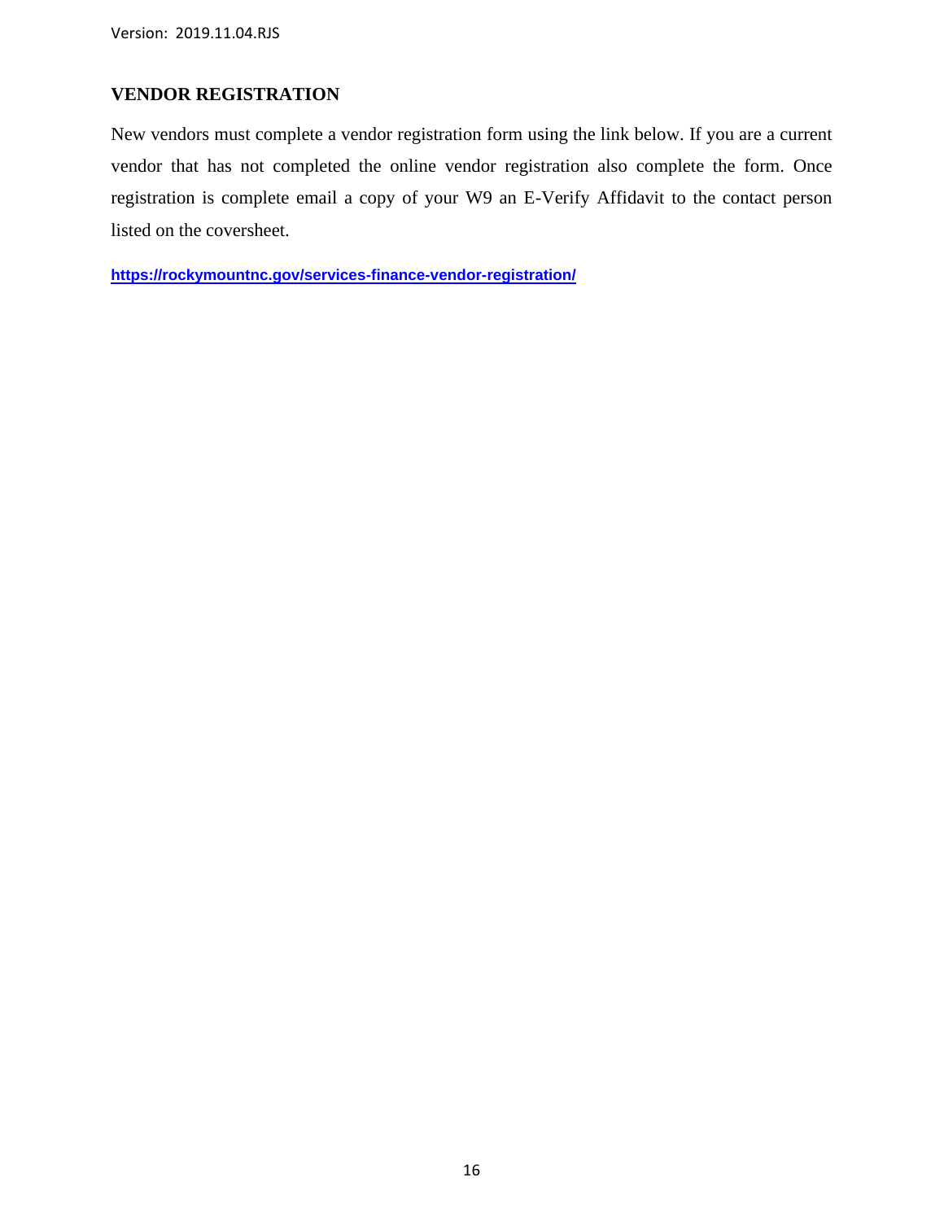## VENDOR REGISTRATION

New vendors must complete a vendor registration form using the link below. If you are a current vendor that has not completed the online vendor registration also complete the form. Once registration is complete email a copy of your W9 an E-Verify Affidavit to the contact person listed on the coversheet.

**https://rockymountnc.gov/services-finance-vendor-registration/**